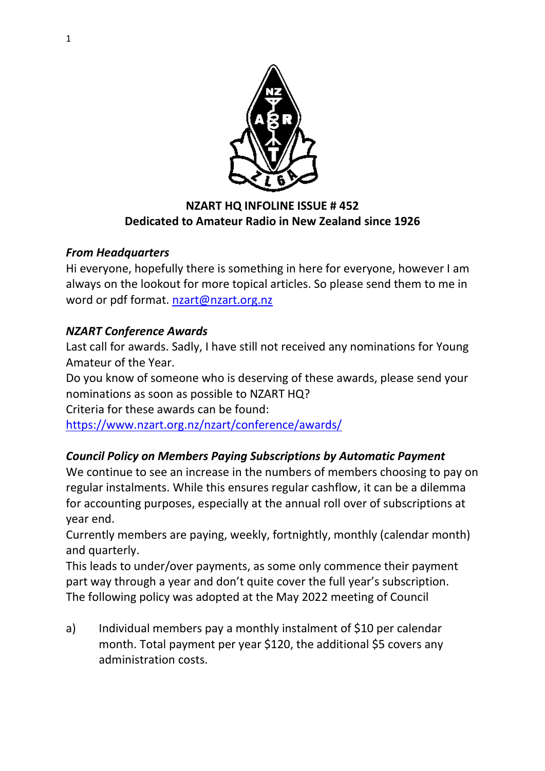**NZART HQ INFOLINE ISSUE # 452**
**Dedicated to Amateur Radio in New Zealand since 1926**

### *From Headquarters*

Hi everyone, hopefully there is something in here for everyone, however I am always on the lookout for more topical articles. So please send them to me in word or pdf format. nzart@nzart.org.nz

### *NZART Conference Awards*

Last call for awards. Sadly, I have still not received any nominations for Young Amateur of the Year.
Do you know of someone who is deserving of these awards, please send your nominations as soon as possible to NZART HQ?
Criteria for these awards can be found:
https://www.nzart.org.nz/nzart/conference/awards/

### *Council Policy on Members Paying Subscriptions by Automatic Payment*

We continue to see an increase in the numbers of members choosing to pay on regular instalments. While this ensures regular cashflow, it can be a dilemma for accounting purposes, especially at the annual roll over of subscriptions at year end.
Currently members are paying, weekly, fortnightly, monthly (calendar month) and quarterly.
This leads to under/over payments, as some only commence their payment part way through a year and don't quite cover the full year's subscription.
The following policy was adopted at the May 2022 meeting of Council

a) Individual members pay a monthly instalment of $10 per calendar month. Total payment per year $120, the additional $5 covers any administration costs.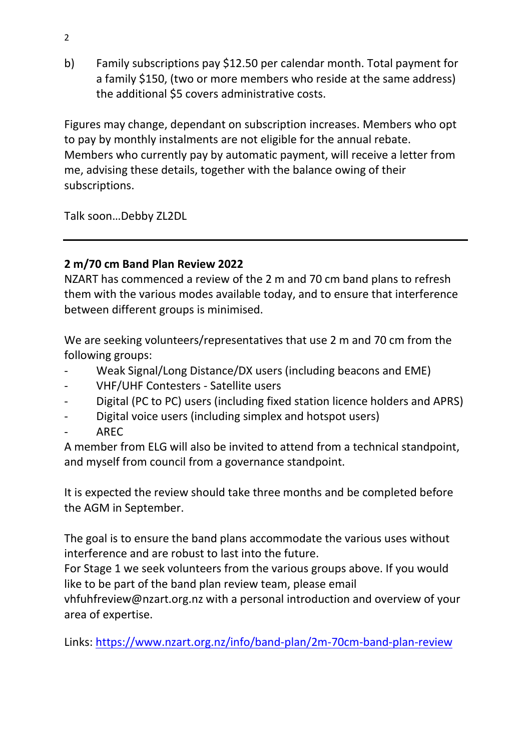b) Family subscriptions pay $12.50 per calendar month. Total payment for a family $150, (two or more members who reside at the same address) the additional $5 covers administrative costs.

Figures may change, dependant on subscription increases. Members who opt to pay by monthly instalments are not eligible for the annual rebate. Members who currently pay by automatic payment, will receive a letter from me, advising these details, together with the balance owing of their subscriptions.

Talk soon…Debby ZL2DL

---

**2 m/70 cm Band Plan Review 2022**

NZART has commenced a review of the 2 m and 70 cm band plans to refresh them with the various modes available today, and to ensure that interference between different groups is minimised.

We are seeking volunteers/representatives that use 2 m and 70 cm from the following groups:

- Weak Signal/Long Distance/DX users (including beacons and EME)
- VHF/UHF Contesters - Satellite users
- Digital (PC to PC) users (including fixed station licence holders and APRS)
- Digital voice users (including simplex and hotspot users)
- AREC

A member from ELG will also be invited to attend from a technical standpoint, and myself from council from a governance standpoint.

It is expected the review should take three months and be completed before the AGM in September.

The goal is to ensure the band plans accommodate the various uses without interference and are robust to last into the future.
For Stage 1 we seek volunteers from the various groups above. If you would like to be part of the band plan review team, please email vhfuhfreview@nzart.org.nz with a personal introduction and overview of your area of expertise.

Links: [https://www.nzart.org.nz/info/band-plan/2m-70cm-band-plan-review](https://www.nzart.org.nz/info/band-plan/2m-70cm-band-plan-review)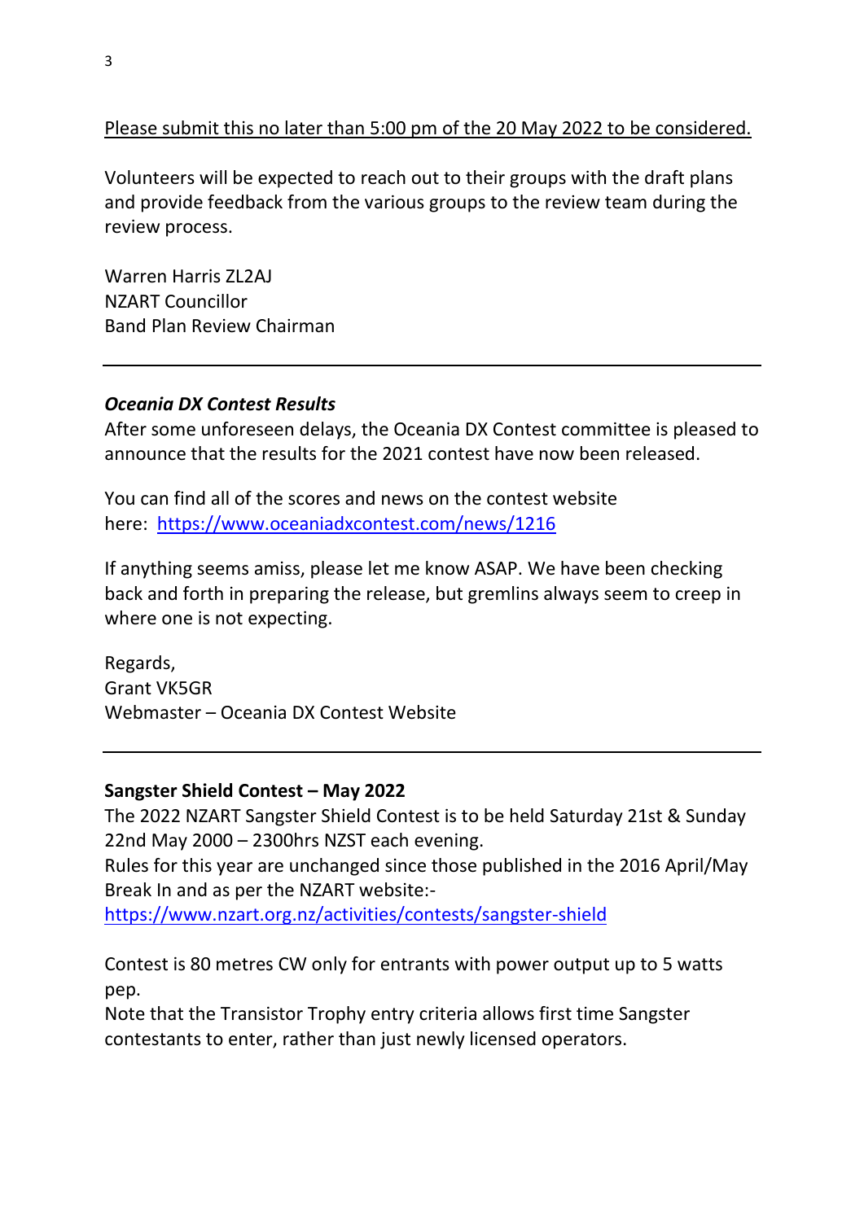<u>Please submit this no later than 5:00 pm of the 20 May 2022 to be considered.</u>

Volunteers will be expected to reach out to their groups with the draft plans and provide feedback from the various groups to the review team during the review process.

Warren Harris ZL2AJ
NZART Councillor
Band Plan Review Chairman

---

***Oceania DX Contest Results***

After some unforeseen delays, the Oceania DX Contest committee is pleased to announce that the results for the 2021 contest have now been released.

You can find all of the scores and news on the contest website here: https://www.oceaniadxcontest.com/news/1216

If anything seems amiss, please let me know ASAP. We have been checking back and forth in preparing the release, but gremlins always seem to creep in where one is not expecting.

Regards,
Grant VK5GR
Webmaster – Oceania DX Contest Website

---

**Sangster Shield Contest – May 2022**

The 2022 NZART Sangster Shield Contest is to be held Saturday 21st & Sunday 22nd May 2000 – 2300hrs NZST each evening.
Rules for this year are unchanged since those published in the 2016 April/May Break In and as per the NZART website:-
https://www.nzart.org.nz/activities/contests/sangster-shield

Contest is 80 metres CW only for entrants with power output up to 5 watts pep.
Note that the Transistor Trophy entry criteria allows first time Sangster contestants to enter, rather than just newly licensed operators.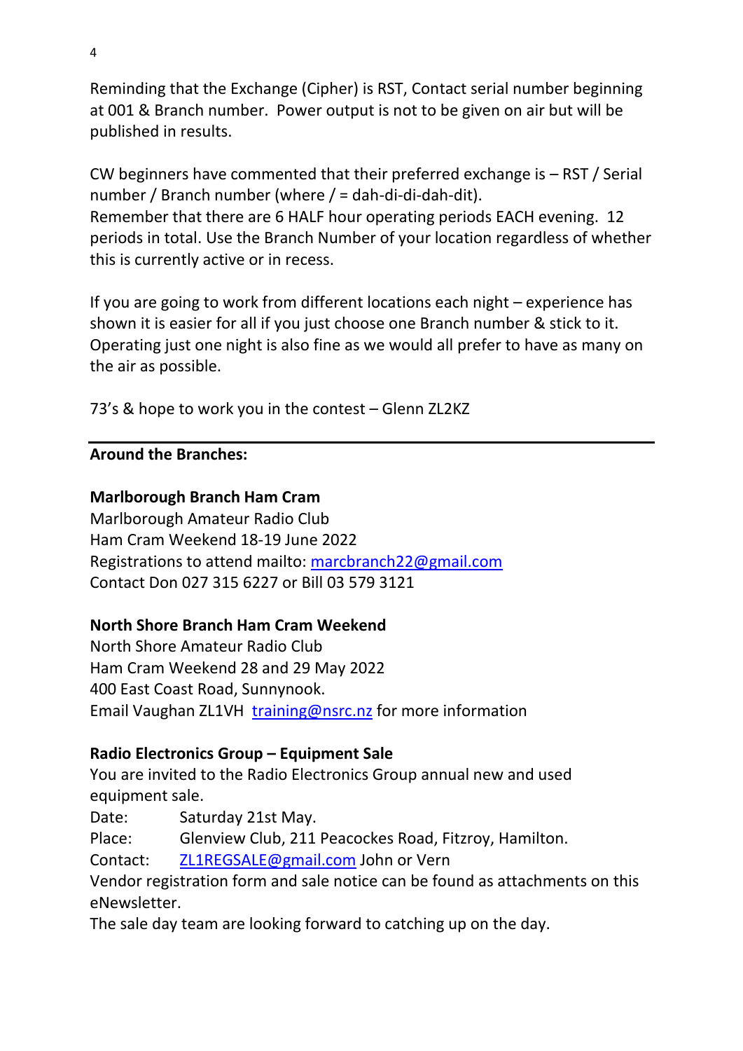Reminding that the Exchange (Cipher) is RST, Contact serial number beginning at 001 & Branch number. Power output is not to be given on air but will be published in results.

CW beginners have commented that their preferred exchange is – RST / Serial number / Branch number (where / = dah-di-di-dah-dit).
Remember that there are 6 HALF hour operating periods EACH evening. 12 periods in total. Use the Branch Number of your location regardless of whether this is currently active or in recess.

If you are going to work from different locations each night – experience has shown it is easier for all if you just choose one Branch number & stick to it. Operating just one night is also fine as we would all prefer to have as many on the air as possible.

73's & hope to work you in the contest – Glenn ZL2KZ

---

**Around the Branches:**

**Marlborough Branch Ham Cram**
Marlborough Amateur Radio Club
Ham Cram Weekend 18-19 June 2022
Registrations to attend mailto: marcbranch22@gmail.com
Contact Don 027 315 6227 or Bill 03 579 3121

**North Shore Branch Ham Cram Weekend**
North Shore Amateur Radio Club
Ham Cram Weekend 28 and 29 May 2022
400 East Coast Road, Sunnynook.
Email Vaughan ZL1VH training@nsrc.nz for more information

**Radio Electronics Group – Equipment Sale**
You are invited to the Radio Electronics Group annual new and used equipment sale.
Date: Saturday 21st May.
Place: Glenview Club, 211 Peacockes Road, Fitzroy, Hamilton.
Contact: ZL1REGSALE@gmail.com John or Vern
Vendor registration form and sale notice can be found as attachments on this eNewsletter.
The sale day team are looking forward to catching up on the day.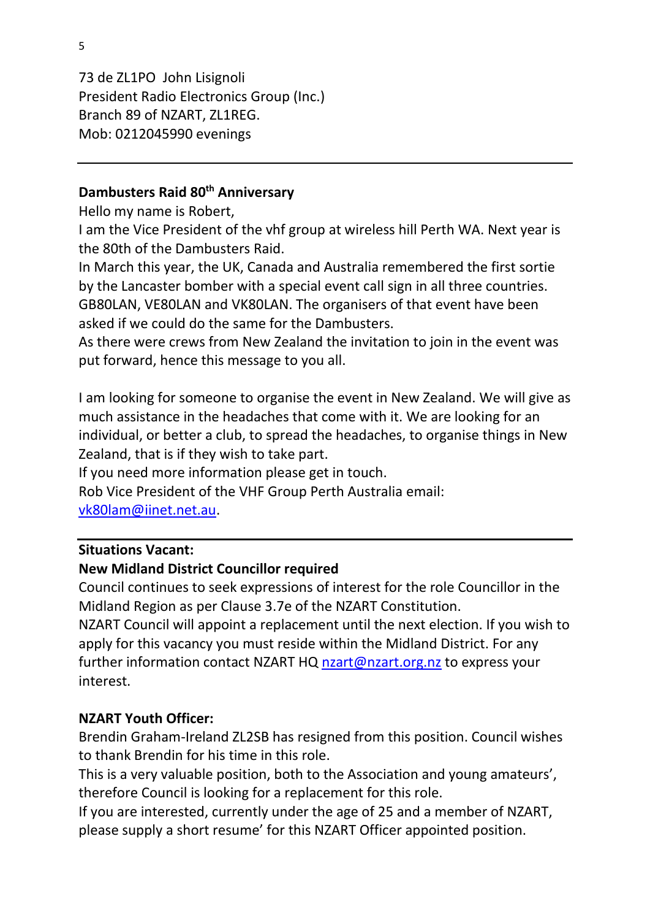73 de ZL1PO John Lisignoli
President Radio Electronics Group (Inc.)
Branch 89 of NZART, ZL1REG.
Mob: 0212045990 evenings

---

**Dambusters Raid 80th Anniversary**

Hello my name is Robert,

I am the Vice President of the vhf group at wireless hill Perth WA. Next year is the 80th of the Dambusters Raid.

In March this year, the UK, Canada and Australia remembered the first sortie by the Lancaster bomber with a special event call sign in all three countries. GB80LAN, VE80LAN and VK80LAN. The organisers of that event have been asked if we could do the same for the Dambusters.

As there were crews from New Zealand the invitation to join in the event was put forward, hence this message to you all.

I am looking for someone to organise the event in New Zealand. We will give as much assistance in the headaches that come with it. We are looking for an individual, or better a club, to spread the headaches, to organise things in New Zealand, that is if they wish to take part.

If you need more information please get in touch.

Rob Vice President of the VHF Group Perth Australia email: vk80lam@iinet.net.au.

---

**Situations Vacant:**

**New Midland District Councillor required**

Council continues to seek expressions of interest for the role Councillor in the Midland Region as per Clause 3.7e of the NZART Constitution.

NZART Council will appoint a replacement until the next election. If you wish to apply for this vacancy you must reside within the Midland District. For any further information contact NZART HQ nzart@nzart.org.nz to express your interest.

**NZART Youth Officer:**

Brendin Graham-Ireland ZL2SB has resigned from this position. Council wishes to thank Brendin for his time in this role.

This is a very valuable position, both to the Association and young amateurs', therefore Council is looking for a replacement for this role.

If you are interested, currently under the age of 25 and a member of NZART, please supply a short resume' for this NZART Officer appointed position.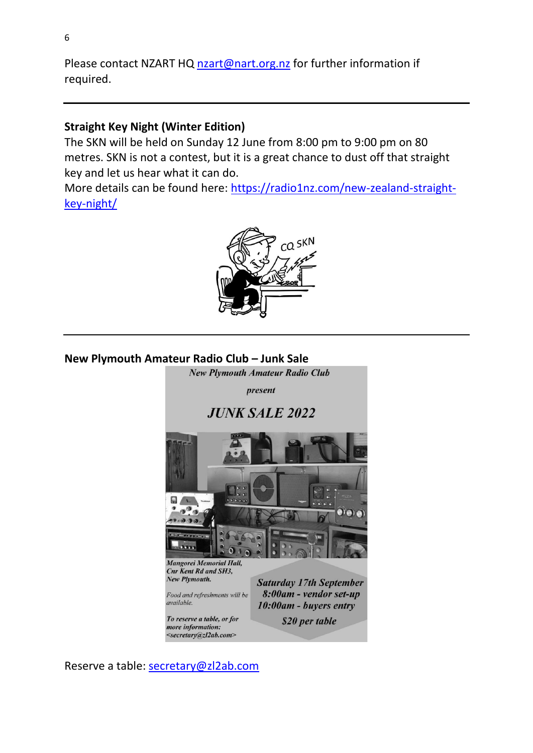Please contact NZART HQ [nzart@nart.org.nz](mailto:nzart@nart.org.nz) for further information if required.

---

**Straight Key Night (Winter Edition)**

The SKN will be held on Sunday 12 June from 8:00 pm to 9:00 pm on 80 metres. SKN is not a contest, but it is a great chance to dust off that straight key and let us hear what it can do.
More details can be found here: [https://radio1nz.com/new-zealand-straight-key-night/](https://radio1nz.com/new-zealand-straight-key-night/)

---

**New Plymouth Amateur Radio Club – Junk Sale**

*New Plymouth Amateur Radio Club*

*present*

*JUNK SALE 2022*

*Mangorei Memorial Hall,*
*Cnr Kent Rd and SH3,*
*New Plymouth.*

*Food and refreshments will be available.*

*To reserve a table, or for more information:*
*<secretary@zl2ab.com>*

*Saturday 17th September*
*8:00am - vendor set-up*
*10:00am - buyers entry*
*$20 per table*

Reserve a table: [secretary@zl2ab.com](mailto:secretary@zl2ab.com)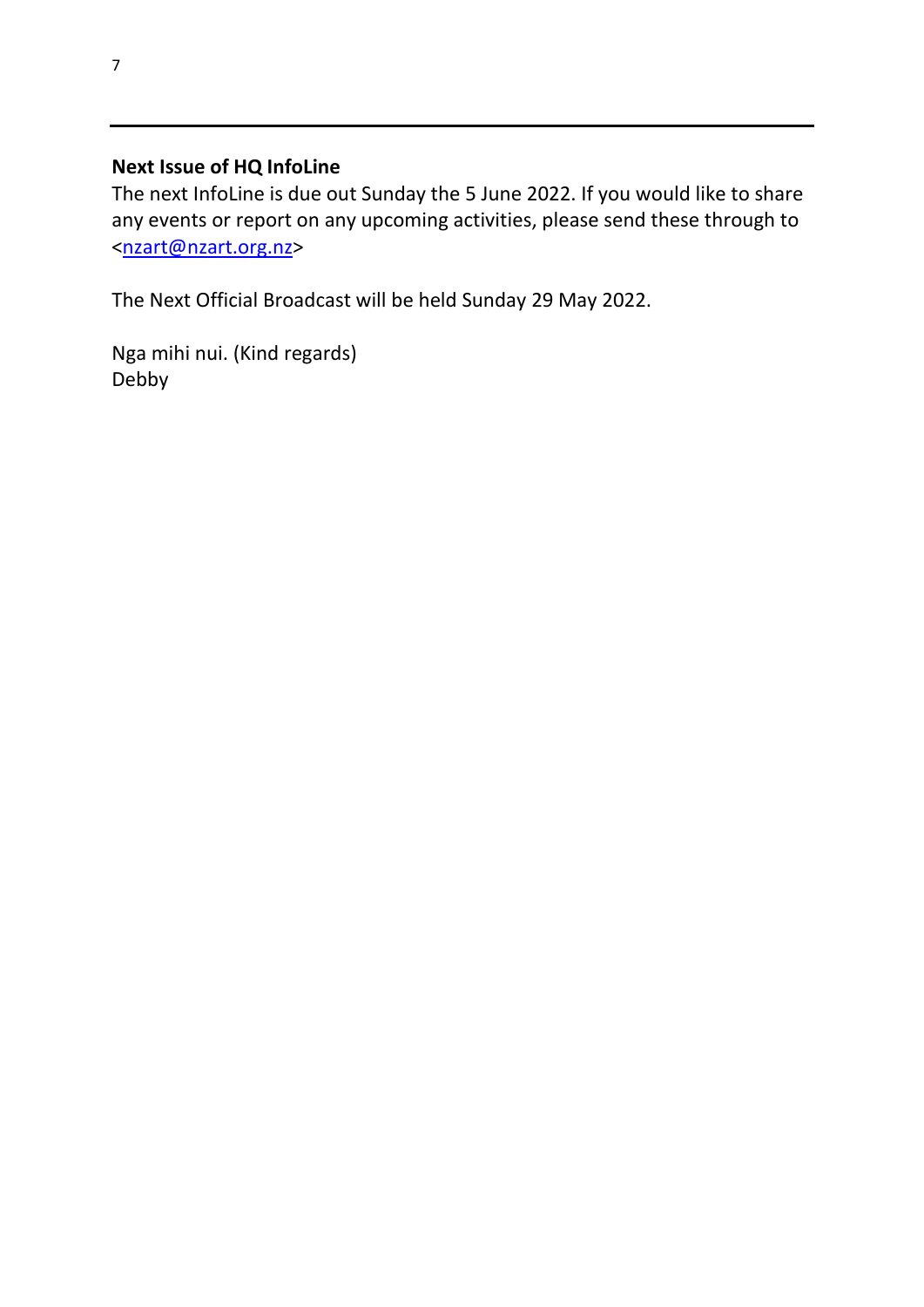**Next Issue of HQ InfoLine**

The next InfoLine is due out Sunday the 5 June 2022. If you would like to share any events or report on any upcoming activities, please send these through to <nzart@nzart.org.nz>

The Next Official Broadcast will be held Sunday 29 May 2022.

Nga mihi nui. (Kind regards)
Debby